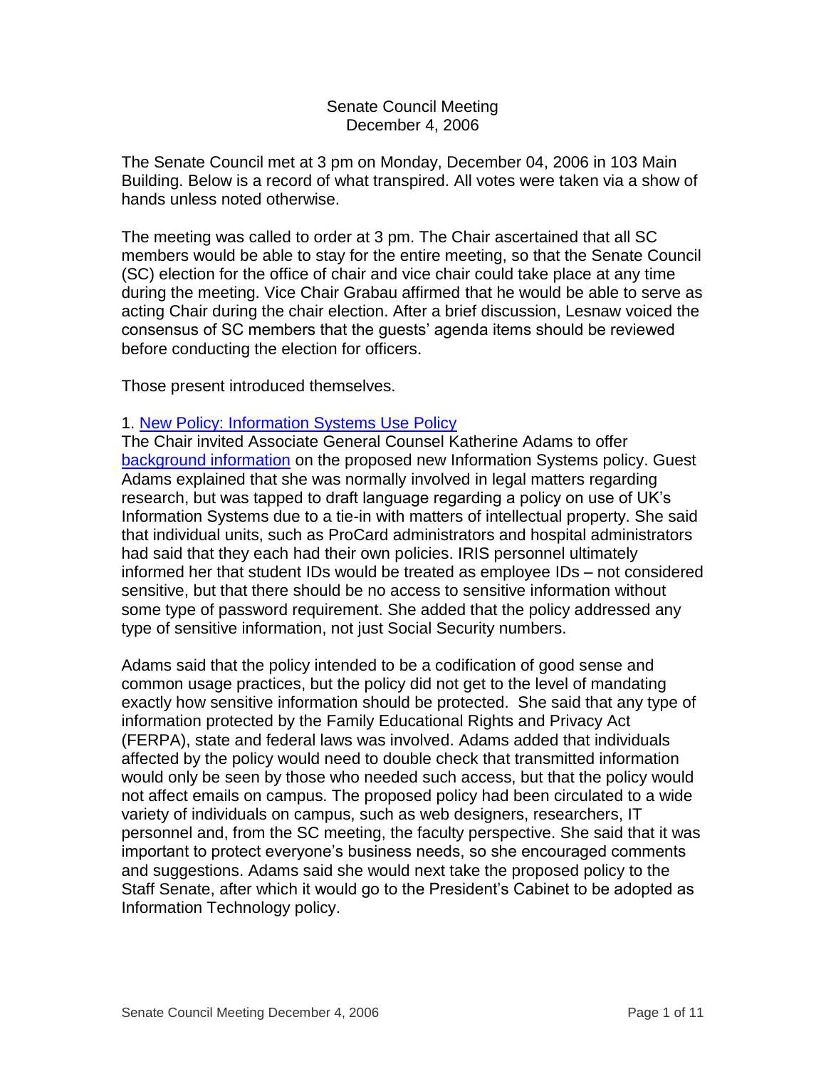Senate Council Meeting
December 4, 2006

The Senate Council met at 3 pm on Monday, December 04, 2006 in 103 Main Building. Below is a record of what transpired. All votes were taken via a show of hands unless noted otherwise.

The meeting was called to order at 3 pm. The Chair ascertained that all SC members would be able to stay for the entire meeting, so that the Senate Council (SC) election for the office of chair and vice chair could take place at any time during the meeting. Vice Chair Grabau affirmed that he would be able to serve as acting Chair during the chair election. After a brief discussion, Lesnaw voiced the consensus of SC members that the guests' agenda items should be reviewed before conducting the election for officers.

Those present introduced themselves.

1. New Policy: Information Systems Use Policy

The Chair invited Associate General Counsel Katherine Adams to offer background information on the proposed new Information Systems policy. Guest Adams explained that she was normally involved in legal matters regarding research, but was tapped to draft language regarding a policy on use of UK's Information Systems due to a tie-in with matters of intellectual property. She said that individual units, such as ProCard administrators and hospital administrators had said that they each had their own policies. IRIS personnel ultimately informed her that student IDs would be treated as employee IDs – not considered sensitive, but that there should be no access to sensitive information without some type of password requirement. She added that the policy addressed any type of sensitive information, not just Social Security numbers.

Adams said that the policy intended to be a codification of good sense and common usage practices, but the policy did not get to the level of mandating exactly how sensitive information should be protected. She said that any type of information protected by the Family Educational Rights and Privacy Act (FERPA), state and federal laws was involved. Adams added that individuals affected by the policy would need to double check that transmitted information would only be seen by those who needed such access, but that the policy would not affect emails on campus. The proposed policy had been circulated to a wide variety of individuals on campus, such as web designers, researchers, IT personnel and, from the SC meeting, the faculty perspective. She said that it was important to protect everyone's business needs, so she encouraged comments and suggestions. Adams said she would next take the proposed policy to the Staff Senate, after which it would go to the President's Cabinet to be adopted as Information Technology policy.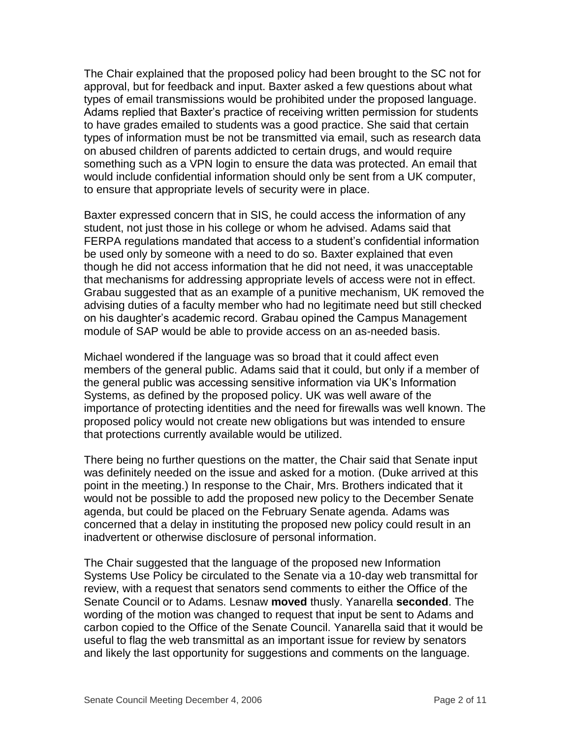The Chair explained that the proposed policy had been brought to the SC not for approval, but for feedback and input. Baxter asked a few questions about what types of email transmissions would be prohibited under the proposed language. Adams replied that Baxter's practice of receiving written permission for students to have grades emailed to students was a good practice. She said that certain types of information must be not be transmitted via email, such as research data on abused children of parents addicted to certain drugs, and would require something such as a VPN login to ensure the data was protected. An email that would include confidential information should only be sent from a UK computer, to ensure that appropriate levels of security were in place.

Baxter expressed concern that in SIS, he could access the information of any student, not just those in his college or whom he advised. Adams said that FERPA regulations mandated that access to a student's confidential information be used only by someone with a need to do so. Baxter explained that even though he did not access information that he did not need, it was unacceptable that mechanisms for addressing appropriate levels of access were not in effect. Grabau suggested that as an example of a punitive mechanism, UK removed the advising duties of a faculty member who had no legitimate need but still checked on his daughter's academic record. Grabau opined the Campus Management module of SAP would be able to provide access on an as-needed basis.

Michael wondered if the language was so broad that it could affect even members of the general public. Adams said that it could, but only if a member of the general public was accessing sensitive information via UK's Information Systems, as defined by the proposed policy. UK was well aware of the importance of protecting identities and the need for firewalls was well known. The proposed policy would not create new obligations but was intended to ensure that protections currently available would be utilized.

There being no further questions on the matter, the Chair said that Senate input was definitely needed on the issue and asked for a motion. (Duke arrived at this point in the meeting.) In response to the Chair, Mrs. Brothers indicated that it would not be possible to add the proposed new policy to the December Senate agenda, but could be placed on the February Senate agenda. Adams was concerned that a delay in instituting the proposed new policy could result in an inadvertent or otherwise disclosure of personal information.

The Chair suggested that the language of the proposed new Information Systems Use Policy be circulated to the Senate via a 10-day web transmittal for review, with a request that senators send comments to either the Office of the Senate Council or to Adams. Lesnaw **moved** thusly. Yanarella **seconded**. The wording of the motion was changed to request that input be sent to Adams and carbon copied to the Office of the Senate Council. Yanarella said that it would be useful to flag the web transmittal as an important issue for review by senators and likely the last opportunity for suggestions and comments on the language.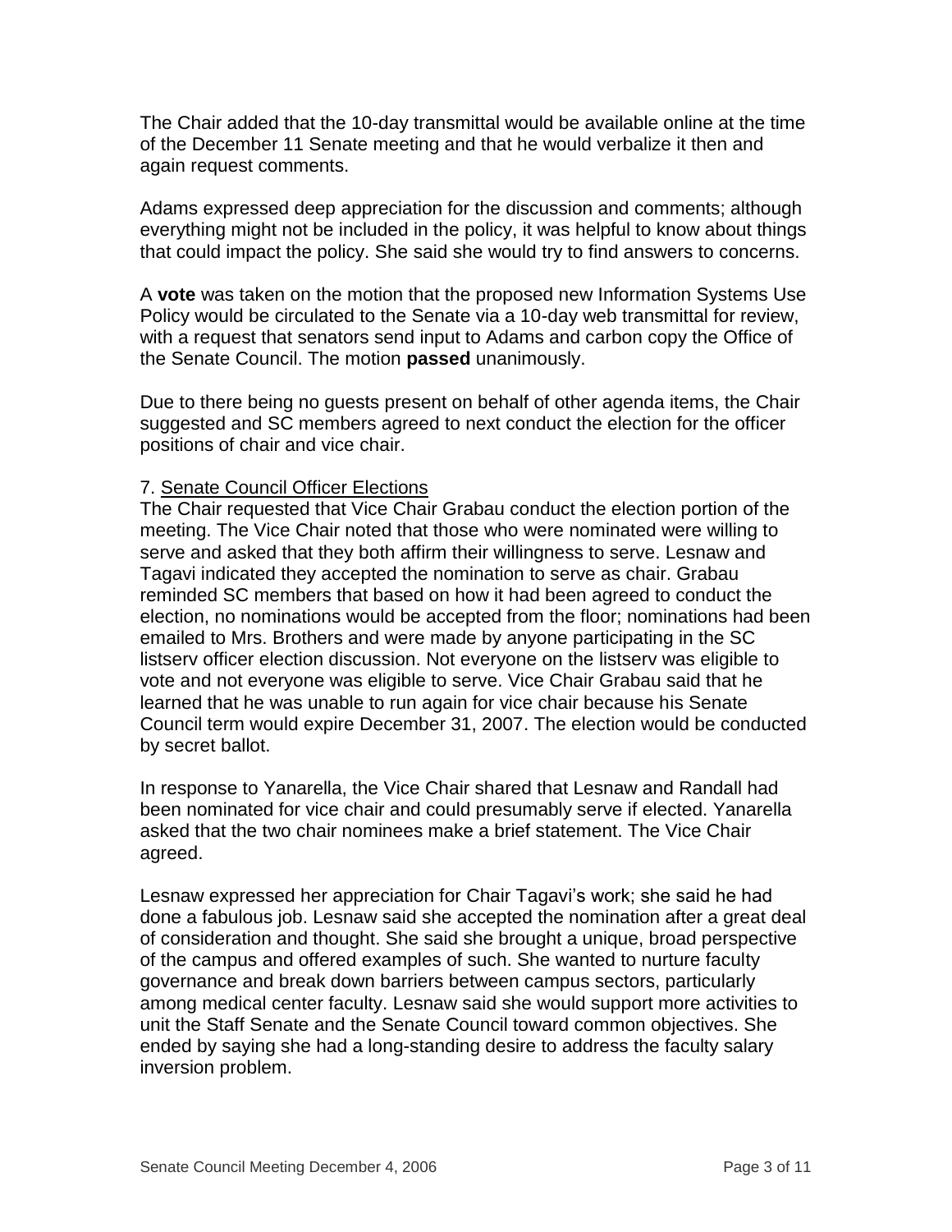The Chair added that the 10-day transmittal would be available online at the time of the December 11 Senate meeting and that he would verbalize it then and again request comments.

Adams expressed deep appreciation for the discussion and comments; although everything might not be included in the policy, it was helpful to know about things that could impact the policy. She said she would try to find answers to concerns.

A **vote** was taken on the motion that the proposed new Information Systems Use Policy would be circulated to the Senate via a 10-day web transmittal for review, with a request that senators send input to Adams and carbon copy the Office of the Senate Council. The motion **passed** unanimously.

Due to there being no guests present on behalf of other agenda items, the Chair suggested and SC members agreed to next conduct the election for the officer positions of chair and vice chair.

7. Senate Council Officer Elections

The Chair requested that Vice Chair Grabau conduct the election portion of the meeting. The Vice Chair noted that those who were nominated were willing to serve and asked that they both affirm their willingness to serve. Lesnaw and Tagavi indicated they accepted the nomination to serve as chair. Grabau reminded SC members that based on how it had been agreed to conduct the election, no nominations would be accepted from the floor; nominations had been emailed to Mrs. Brothers and were made by anyone participating in the SC listserv officer election discussion. Not everyone on the listserv was eligible to vote and not everyone was eligible to serve. Vice Chair Grabau said that he learned that he was unable to run again for vice chair because his Senate Council term would expire December 31, 2007. The election would be conducted by secret ballot.

In response to Yanarella, the Vice Chair shared that Lesnaw and Randall had been nominated for vice chair and could presumably serve if elected. Yanarella asked that the two chair nominees make a brief statement. The Vice Chair agreed.

Lesnaw expressed her appreciation for Chair Tagavi's work; she said he had done a fabulous job. Lesnaw said she accepted the nomination after a great deal of consideration and thought. She said she brought a unique, broad perspective of the campus and offered examples of such. She wanted to nurture faculty governance and break down barriers between campus sectors, particularly among medical center faculty. Lesnaw said she would support more activities to unit the Staff Senate and the Senate Council toward common objectives. She ended by saying she had a long-standing desire to address the faculty salary inversion problem.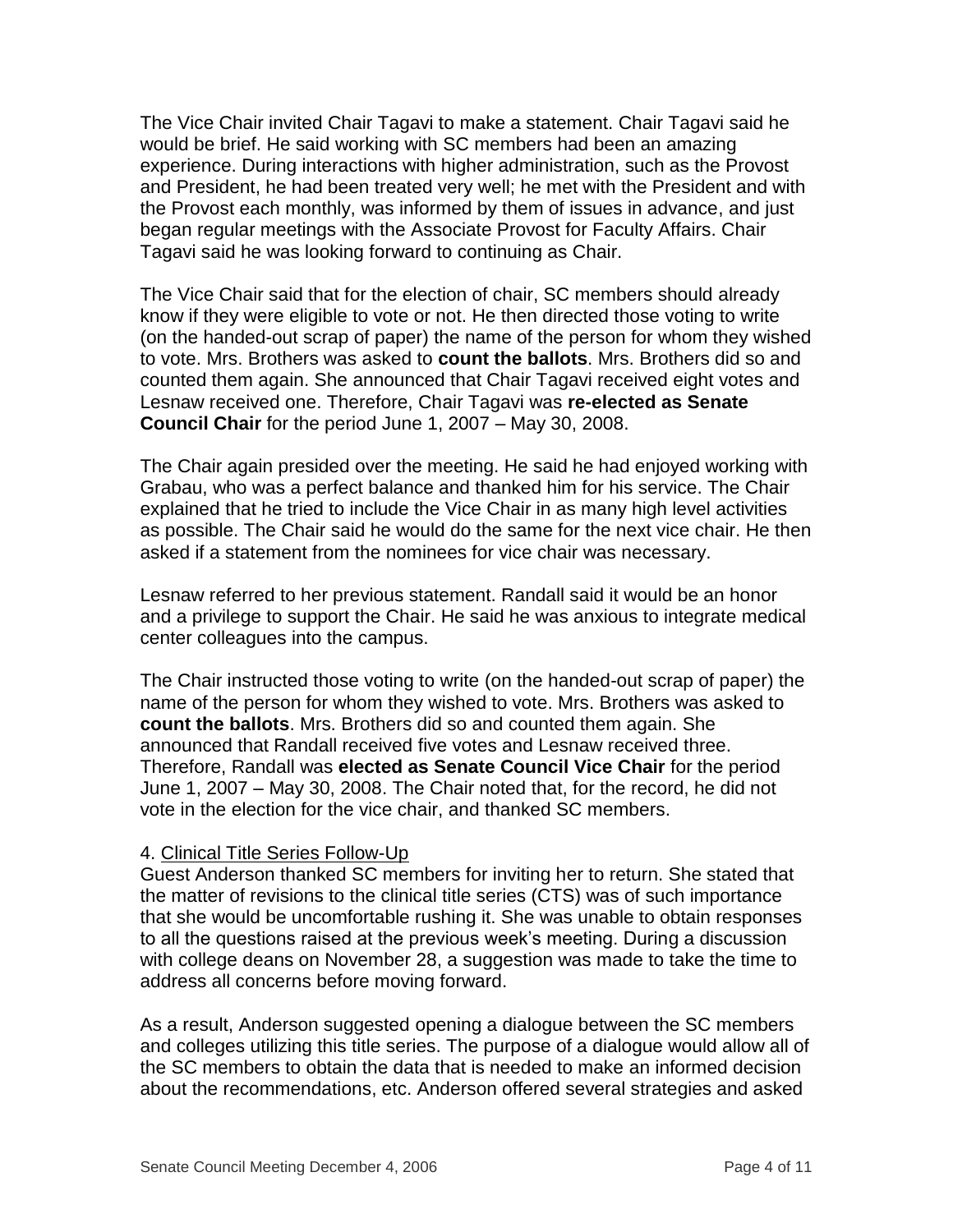The Vice Chair invited Chair Tagavi to make a statement. Chair Tagavi said he would be brief. He said working with SC members had been an amazing experience. During interactions with higher administration, such as the Provost and President, he had been treated very well; he met with the President and with the Provost each monthly, was informed by them of issues in advance, and just began regular meetings with the Associate Provost for Faculty Affairs. Chair Tagavi said he was looking forward to continuing as Chair.

The Vice Chair said that for the election of chair, SC members should already know if they were eligible to vote or not. He then directed those voting to write (on the handed-out scrap of paper) the name of the person for whom they wished to vote. Mrs. Brothers was asked to **count the ballots**. Mrs. Brothers did so and counted them again. She announced that Chair Tagavi received eight votes and Lesnaw received one. Therefore, Chair Tagavi was **re-elected as Senate Council Chair** for the period June 1, 2007 – May 30, 2008.

The Chair again presided over the meeting. He said he had enjoyed working with Grabau, who was a perfect balance and thanked him for his service. The Chair explained that he tried to include the Vice Chair in as many high level activities as possible. The Chair said he would do the same for the next vice chair. He then asked if a statement from the nominees for vice chair was necessary.

Lesnaw referred to her previous statement. Randall said it would be an honor and a privilege to support the Chair. He said he was anxious to integrate medical center colleagues into the campus.

The Chair instructed those voting to write (on the handed-out scrap of paper) the name of the person for whom they wished to vote. Mrs. Brothers was asked to **count the ballots**. Mrs. Brothers did so and counted them again. She announced that Randall received five votes and Lesnaw received three. Therefore, Randall was **elected as Senate Council Vice Chair** for the period June 1, 2007 – May 30, 2008. The Chair noted that, for the record, he did not vote in the election for the vice chair, and thanked SC members.

4. <u>Clinical Title Series Follow-Up</u>

Guest Anderson thanked SC members for inviting her to return. She stated that the matter of revisions to the clinical title series (CTS) was of such importance that she would be uncomfortable rushing it. She was unable to obtain responses to all the questions raised at the previous week's meeting. During a discussion with college deans on November 28, a suggestion was made to take the time to address all concerns before moving forward.

As a result, Anderson suggested opening a dialogue between the SC members and colleges utilizing this title series. The purpose of a dialogue would allow all of the SC members to obtain the data that is needed to make an informed decision about the recommendations, etc. Anderson offered several strategies and asked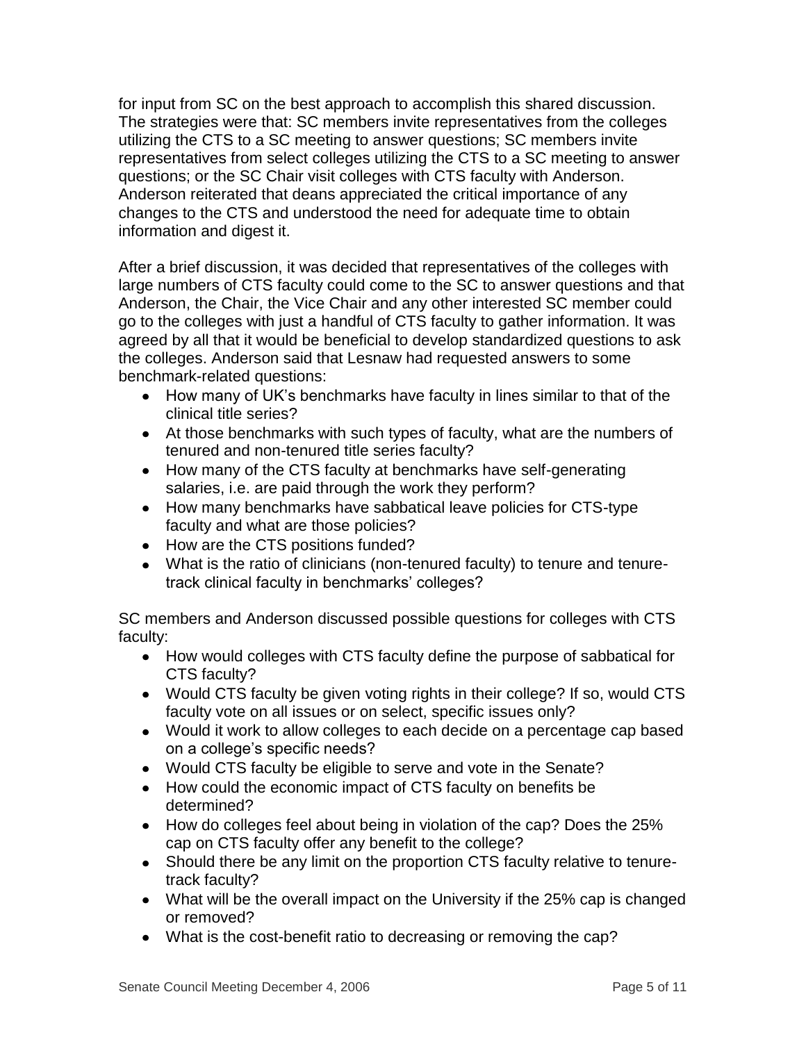for input from SC on the best approach to accomplish this shared discussion. The strategies were that: SC members invite representatives from the colleges utilizing the CTS to a SC meeting to answer questions; SC members invite representatives from select colleges utilizing the CTS to a SC meeting to answer questions; or the SC Chair visit colleges with CTS faculty with Anderson. Anderson reiterated that deans appreciated the critical importance of any changes to the CTS and understood the need for adequate time to obtain information and digest it.

After a brief discussion, it was decided that representatives of the colleges with large numbers of CTS faculty could come to the SC to answer questions and that Anderson, the Chair, the Vice Chair and any other interested SC member could go to the colleges with just a handful of CTS faculty to gather information. It was agreed by all that it would be beneficial to develop standardized questions to ask the colleges. Anderson said that Lesnaw had requested answers to some benchmark-related questions:

- How many of UK's benchmarks have faculty in lines similar to that of the clinical title series?
- At those benchmarks with such types of faculty, what are the numbers of tenured and non-tenured title series faculty?
- How many of the CTS faculty at benchmarks have self-generating salaries, i.e. are paid through the work they perform?
- How many benchmarks have sabbatical leave policies for CTS-type faculty and what are those policies?
- How are the CTS positions funded?
- What is the ratio of clinicians (non-tenured faculty) to tenure and tenure-track clinical faculty in benchmarks' colleges?

SC members and Anderson discussed possible questions for colleges with CTS faculty:

- How would colleges with CTS faculty define the purpose of sabbatical for CTS faculty?
- Would CTS faculty be given voting rights in their college? If so, would CTS faculty vote on all issues or on select, specific issues only?
- Would it work to allow colleges to each decide on a percentage cap based on a college's specific needs?
- Would CTS faculty be eligible to serve and vote in the Senate?
- How could the economic impact of CTS faculty on benefits be determined?
- How do colleges feel about being in violation of the cap? Does the 25% cap on CTS faculty offer any benefit to the college?
- Should there be any limit on the proportion CTS faculty relative to tenure-track faculty?
- What will be the overall impact on the University if the 25% cap is changed or removed?
- What is the cost-benefit ratio to decreasing or removing the cap?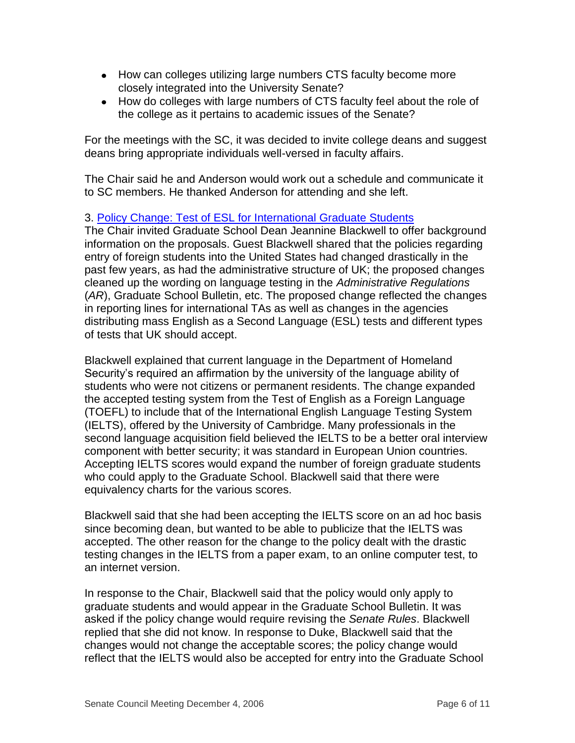- How can colleges utilizing large numbers CTS faculty become more closely integrated into the University Senate?
- How do colleges with large numbers of CTS faculty feel about the role of the college as it pertains to academic issues of the Senate?

For the meetings with the SC, it was decided to invite college deans and suggest deans bring appropriate individuals well-versed in faculty affairs.

The Chair said he and Anderson would work out a schedule and communicate it to SC members. He thanked Anderson for attending and she left.

3. Policy Change: Test of ESL for International Graduate Students

The Chair invited Graduate School Dean Jeannine Blackwell to offer background information on the proposals. Guest Blackwell shared that the policies regarding entry of foreign students into the United States had changed drastically in the past few years, as had the administrative structure of UK; the proposed changes cleaned up the wording on language testing in the *Administrative Regulations* (*AR*), Graduate School Bulletin, etc. The proposed change reflected the changes in reporting lines for international TAs as well as changes in the agencies distributing mass English as a Second Language (ESL) tests and different types of tests that UK should accept.

Blackwell explained that current language in the Department of Homeland Security's required an affirmation by the university of the language ability of students who were not citizens or permanent residents. The change expanded the accepted testing system from the Test of English as a Foreign Language (TOEFL) to include that of the International English Language Testing System (IELTS), offered by the University of Cambridge. Many professionals in the second language acquisition field believed the IELTS to be a better oral interview component with better security; it was standard in European Union countries. Accepting IELTS scores would expand the number of foreign graduate students who could apply to the Graduate School. Blackwell said that there were equivalency charts for the various scores.

Blackwell said that she had been accepting the IELTS score on an ad hoc basis since becoming dean, but wanted to be able to publicize that the IELTS was accepted. The other reason for the change to the policy dealt with the drastic testing changes in the IELTS from a paper exam, to an online computer test, to an internet version.

In response to the Chair, Blackwell said that the policy would only apply to graduate students and would appear in the Graduate School Bulletin. It was asked if the policy change would require revising the *Senate Rules*. Blackwell replied that she did not know. In response to Duke, Blackwell said that the changes would not change the acceptable scores; the policy change would reflect that the IELTS would also be accepted for entry into the Graduate School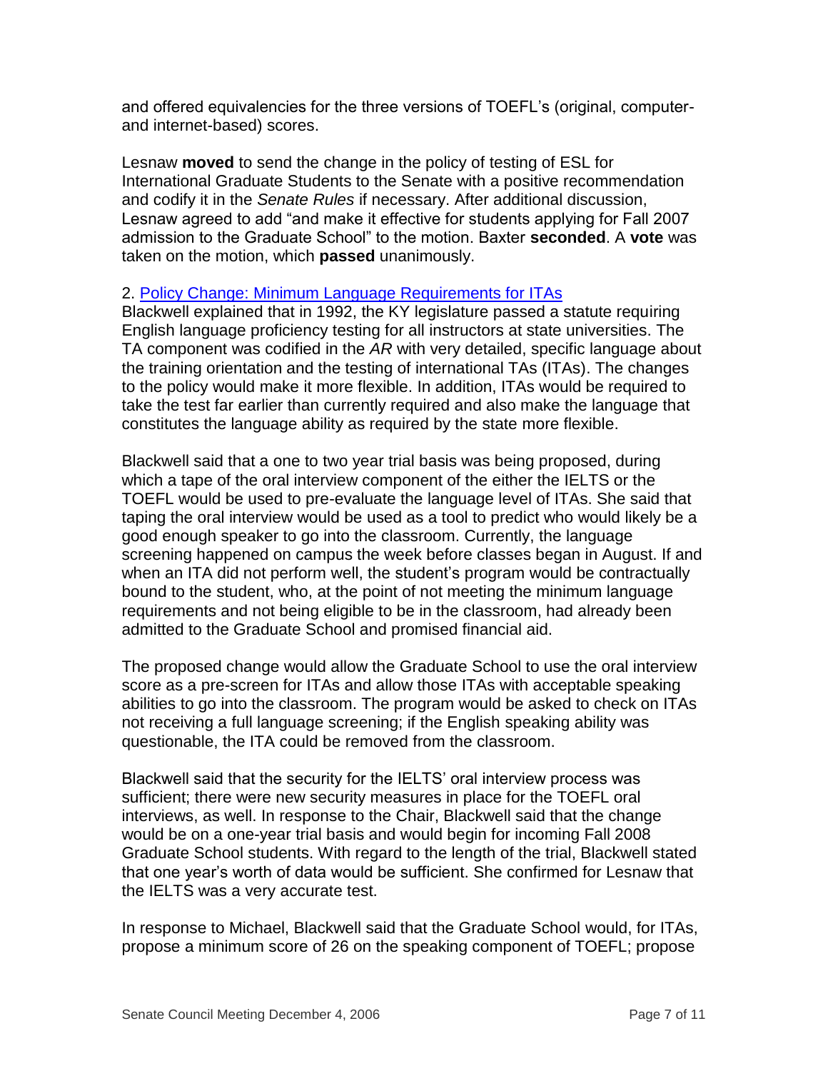and offered equivalencies for the three versions of TOEFL's (original, computer- and internet-based) scores.

Lesnaw **moved** to send the change in the policy of testing of ESL for International Graduate Students to the Senate with a positive recommendation and codify it in the *Senate Rules* if necessary. After additional discussion, Lesnaw agreed to add "and make it effective for students applying for Fall 2007 admission to the Graduate School" to the motion. Baxter **seconded**. A **vote** was taken on the motion, which **passed** unanimously.

2. Policy Change: Minimum Language Requirements for ITAs

Blackwell explained that in 1992, the KY legislature passed a statute requiring English language proficiency testing for all instructors at state universities. The TA component was codified in the *AR* with very detailed, specific language about the training orientation and the testing of international TAs (ITAs). The changes to the policy would make it more flexible. In addition, ITAs would be required to take the test far earlier than currently required and also make the language that constitutes the language ability as required by the state more flexible.

Blackwell said that a one to two year trial basis was being proposed, during which a tape of the oral interview component of the either the IELTS or the TOEFL would be used to pre-evaluate the language level of ITAs. She said that taping the oral interview would be used as a tool to predict who would likely be a good enough speaker to go into the classroom. Currently, the language screening happened on campus the week before classes began in August. If and when an ITA did not perform well, the student's program would be contractually bound to the student, who, at the point of not meeting the minimum language requirements and not being eligible to be in the classroom, had already been admitted to the Graduate School and promised financial aid.

The proposed change would allow the Graduate School to use the oral interview score as a pre-screen for ITAs and allow those ITAs with acceptable speaking abilities to go into the classroom. The program would be asked to check on ITAs not receiving a full language screening; if the English speaking ability was questionable, the ITA could be removed from the classroom.

Blackwell said that the security for the IELTS' oral interview process was sufficient; there were new security measures in place for the TOEFL oral interviews, as well. In response to the Chair, Blackwell said that the change would be on a one-year trial basis and would begin for incoming Fall 2008 Graduate School students. With regard to the length of the trial, Blackwell stated that one year's worth of data would be sufficient. She confirmed for Lesnaw that the IELTS was a very accurate test.

In response to Michael, Blackwell said that the Graduate School would, for ITAs, propose a minimum score of 26 on the speaking component of TOEFL; propose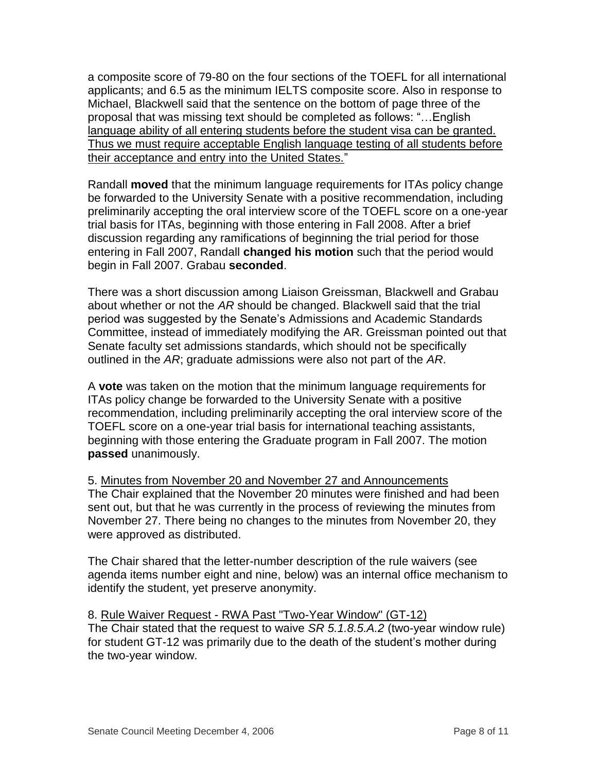a composite score of 79-80 on the four sections of the TOEFL for all international applicants; and 6.5 as the minimum IELTS composite score. Also in response to Michael, Blackwell said that the sentence on the bottom of page three of the proposal that was missing text should be completed as follows: "…English <u>language ability of all entering students before the student visa can be granted. Thus we must require acceptable English language testing of all students before their acceptance and entry into the United States.</u>"

Randall **moved** that the minimum language requirements for ITAs policy change be forwarded to the University Senate with a positive recommendation, including preliminarily accepting the oral interview score of the TOEFL score on a one-year trial basis for ITAs, beginning with those entering in Fall 2008. After a brief discussion regarding any ramifications of beginning the trial period for those entering in Fall 2007, Randall **changed his motion** such that the period would begin in Fall 2007. Grabau **seconded**.

There was a short discussion among Liaison Greissman, Blackwell and Grabau about whether or not the *AR* should be changed. Blackwell said that the trial period was suggested by the Senate's Admissions and Academic Standards Committee, instead of immediately modifying the AR. Greissman pointed out that Senate faculty set admissions standards, which should not be specifically outlined in the *AR*; graduate admissions were also not part of the *AR*.

A **vote** was taken on the motion that the minimum language requirements for ITAs policy change be forwarded to the University Senate with a positive recommendation, including preliminarily accepting the oral interview score of the TOEFL score on a one-year trial basis for international teaching assistants, beginning with those entering the Graduate program in Fall 2007. The motion **passed** unanimously.

5. <u>Minutes from November 20 and November 27 and Announcements</u>
The Chair explained that the November 20 minutes were finished and had been sent out, but that he was currently in the process of reviewing the minutes from November 27. There being no changes to the minutes from November 20, they were approved as distributed.

The Chair shared that the letter-number description of the rule waivers (see agenda items number eight and nine, below) was an internal office mechanism to identify the student, yet preserve anonymity.

8. <u>Rule Waiver Request - RWA Past "Two-Year Window" (GT-12)</u>
The Chair stated that the request to waive *SR 5.1.8.5.A.2* (two-year window rule) for student GT-12 was primarily due to the death of the student's mother during the two-year window.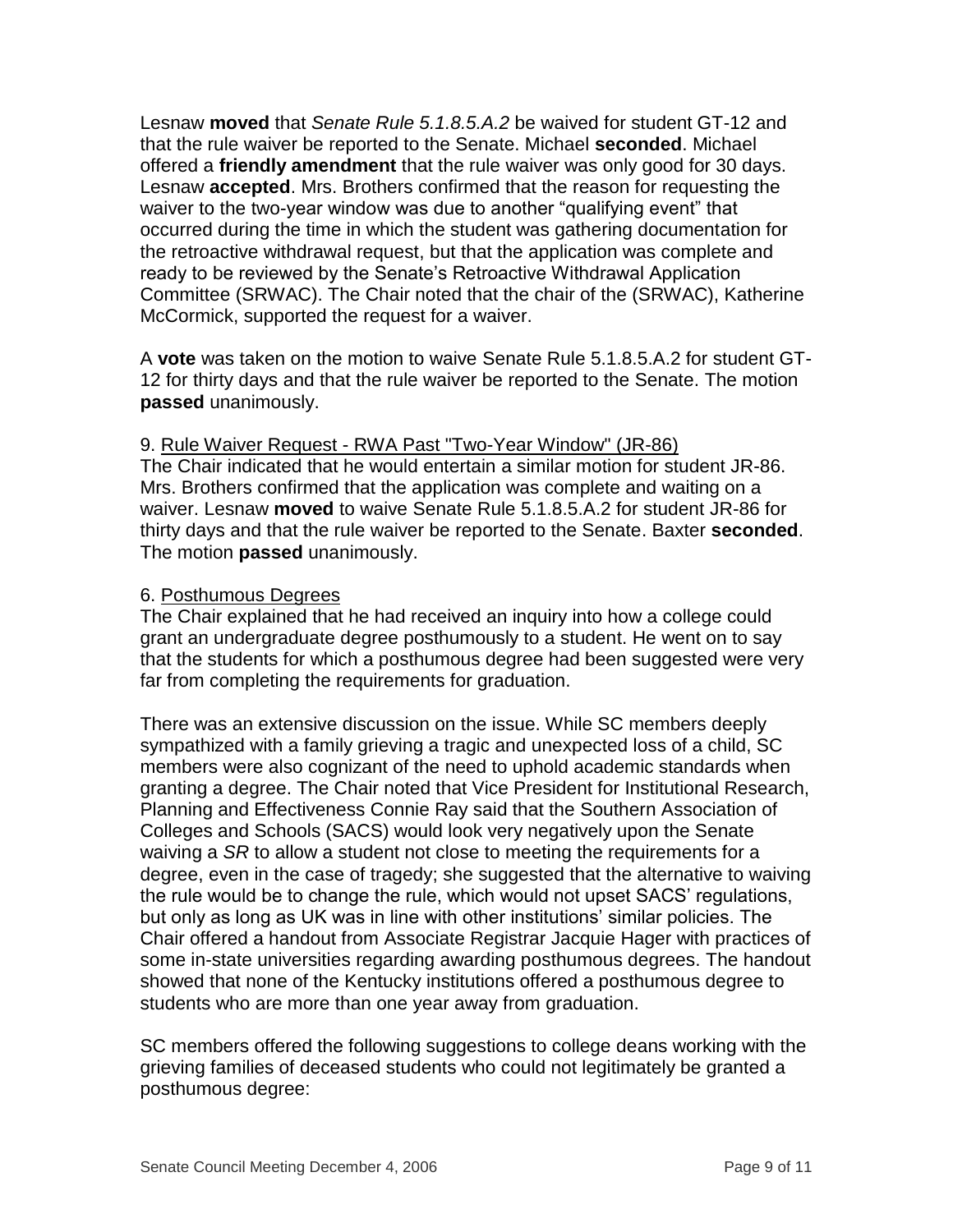Lesnaw **moved** that *Senate Rule 5.1.8.5.A.2* be waived for student GT-12 and that the rule waiver be reported to the Senate. Michael **seconded**. Michael offered a **friendly amendment** that the rule waiver was only good for 30 days. Lesnaw **accepted**. Mrs. Brothers confirmed that the reason for requesting the waiver to the two-year window was due to another "qualifying event" that occurred during the time in which the student was gathering documentation for the retroactive withdrawal request, but that the application was complete and ready to be reviewed by the Senate's Retroactive Withdrawal Application Committee (SRWAC). The Chair noted that the chair of the (SRWAC), Katherine McCormick, supported the request for a waiver.

A **vote** was taken on the motion to waive Senate Rule 5.1.8.5.A.2 for student GT-12 for thirty days and that the rule waiver be reported to the Senate. The motion **passed** unanimously.

9. Rule Waiver Request - RWA Past "Two-Year Window" (JR-86)

The Chair indicated that he would entertain a similar motion for student JR-86. Mrs. Brothers confirmed that the application was complete and waiting on a waiver. Lesnaw **moved** to waive Senate Rule 5.1.8.5.A.2 for student JR-86 for thirty days and that the rule waiver be reported to the Senate. Baxter **seconded**. The motion **passed** unanimously.

6. Posthumous Degrees

The Chair explained that he had received an inquiry into how a college could grant an undergraduate degree posthumously to a student. He went on to say that the students for which a posthumous degree had been suggested were very far from completing the requirements for graduation.

There was an extensive discussion on the issue. While SC members deeply sympathized with a family grieving a tragic and unexpected loss of a child, SC members were also cognizant of the need to uphold academic standards when granting a degree. The Chair noted that Vice President for Institutional Research, Planning and Effectiveness Connie Ray said that the Southern Association of Colleges and Schools (SACS) would look very negatively upon the Senate waiving a *SR* to allow a student not close to meeting the requirements for a degree, even in the case of tragedy; she suggested that the alternative to waiving the rule would be to change the rule, which would not upset SACS' regulations, but only as long as UK was in line with other institutions' similar policies. The Chair offered a handout from Associate Registrar Jacquie Hager with practices of some in-state universities regarding awarding posthumous degrees. The handout showed that none of the Kentucky institutions offered a posthumous degree to students who are more than one year away from graduation.

SC members offered the following suggestions to college deans working with the grieving families of deceased students who could not legitimately be granted a posthumous degree: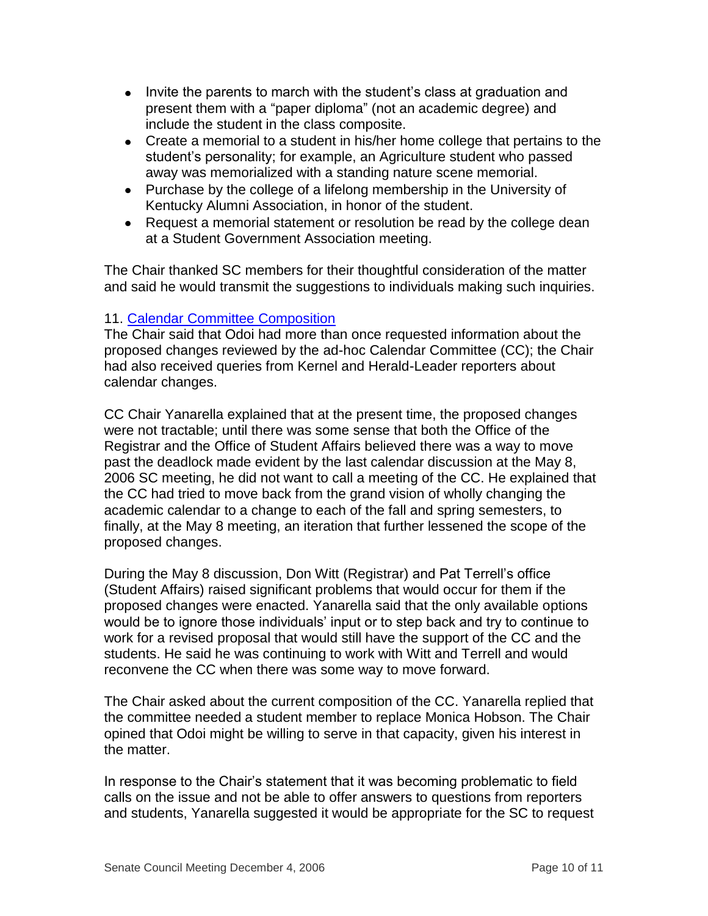- Invite the parents to march with the student's class at graduation and present them with a "paper diploma" (not an academic degree) and include the student in the class composite.
- Create a memorial to a student in his/her home college that pertains to the student's personality; for example, an Agriculture student who passed away was memorialized with a standing nature scene memorial.
- Purchase by the college of a lifelong membership in the University of Kentucky Alumni Association, in honor of the student.
- Request a memorial statement or resolution be read by the college dean at a Student Government Association meeting.

The Chair thanked SC members for their thoughtful consideration of the matter and said he would transmit the suggestions to individuals making such inquiries.

11. [Calendar Committee Composition]()

The Chair said that Odoi had more than once requested information about the proposed changes reviewed by the ad-hoc Calendar Committee (CC); the Chair had also received queries from Kernel and Herald-Leader reporters about calendar changes.

CC Chair Yanarella explained that at the present time, the proposed changes were not tractable; until there was some sense that both the Office of the Registrar and the Office of Student Affairs believed there was a way to move past the deadlock made evident by the last calendar discussion at the May 8, 2006 SC meeting, he did not want to call a meeting of the CC. He explained that the CC had tried to move back from the grand vision of wholly changing the academic calendar to a change to each of the fall and spring semesters, to finally, at the May 8 meeting, an iteration that further lessened the scope of the proposed changes.

During the May 8 discussion, Don Witt (Registrar) and Pat Terrell's office (Student Affairs) raised significant problems that would occur for them if the proposed changes were enacted. Yanarella said that the only available options would be to ignore those individuals' input or to step back and try to continue to work for a revised proposal that would still have the support of the CC and the students. He said he was continuing to work with Witt and Terrell and would reconvene the CC when there was some way to move forward.

The Chair asked about the current composition of the CC. Yanarella replied that the committee needed a student member to replace Monica Hobson. The Chair opined that Odoi might be willing to serve in that capacity, given his interest in the matter.

In response to the Chair's statement that it was becoming problematic to field calls on the issue and not be able to offer answers to questions from reporters and students, Yanarella suggested it would be appropriate for the SC to request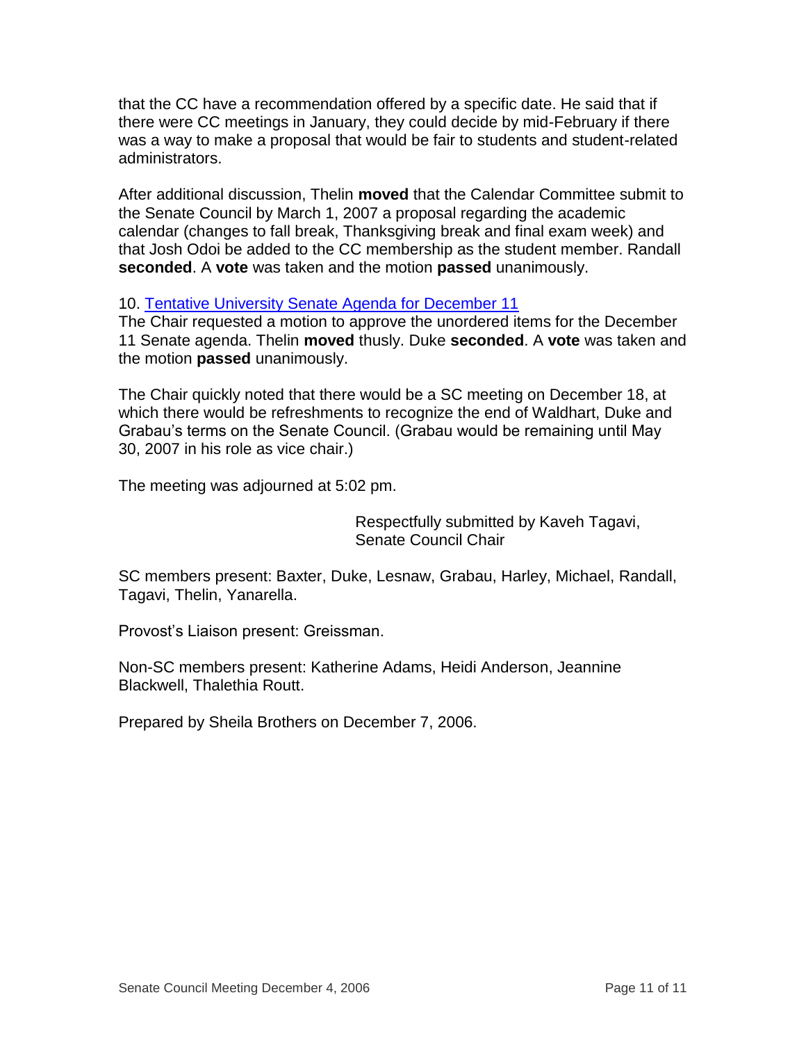that the CC have a recommendation offered by a specific date. He said that if there were CC meetings in January, they could decide by mid-February if there was a way to make a proposal that would be fair to students and student-related administrators.

After additional discussion, Thelin **moved** that the Calendar Committee submit to the Senate Council by March 1, 2007 a proposal regarding the academic calendar (changes to fall break, Thanksgiving break and final exam week) and that Josh Odoi be added to the CC membership as the student member. Randall **seconded**. A **vote** was taken and the motion **passed** unanimously.

10. Tentative University Senate Agenda for December 11

The Chair requested a motion to approve the unordered items for the December 11 Senate agenda. Thelin **moved** thusly. Duke **seconded**. A **vote** was taken and the motion **passed** unanimously.

The Chair quickly noted that there would be a SC meeting on December 18, at which there would be refreshments to recognize the end of Waldhart, Duke and Grabau's terms on the Senate Council. (Grabau would be remaining until May 30, 2007 in his role as vice chair.)

The meeting was adjourned at 5:02 pm.

Respectfully submitted by Kaveh Tagavi,
Senate Council Chair

SC members present: Baxter, Duke, Lesnaw, Grabau, Harley, Michael, Randall, Tagavi, Thelin, Yanarella.

Provost's Liaison present: Greissman.

Non-SC members present: Katherine Adams, Heidi Anderson, Jeannine Blackwell, Thalethia Routt.

Prepared by Sheila Brothers on December 7, 2006.